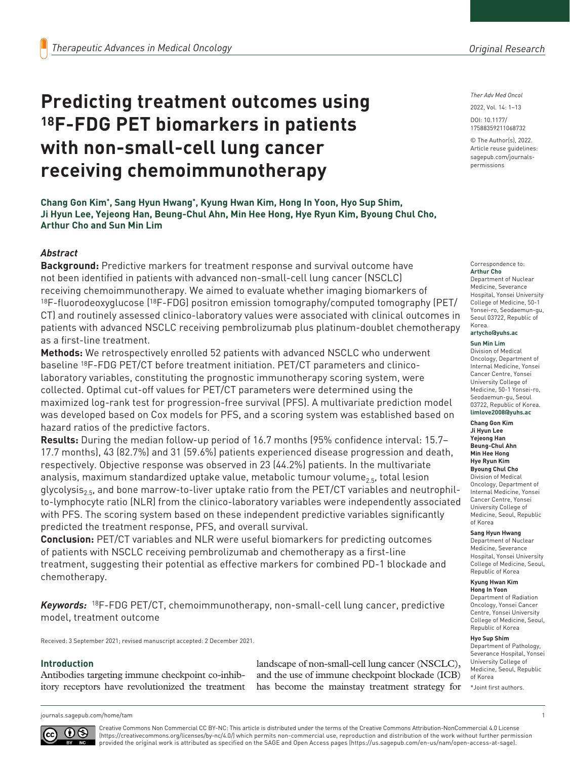# Predicting treatment outcomes using $^{18}$F-FDG PET biomarkers in patients with non-small-cell lung cancer receiving chemoimmunotherapy

**Chang Gon Kim*, Sang Hyun Hwang*, Kyung Hwan Kim, Hong In Yoon, Hyo Sup Shim, Ji Hyun Lee, Yejeong Han, Beung-Chul Ahn, Min Hee Hong, Hye Ryun Kim, Byoung Chul Cho, Arthur Cho and Sun Min Lim**

### *Abstract*

**Background:** Predictive markers for treatment response and survival outcome have not been identified in patients with advanced non-small-cell lung cancer (NSCLC) receiving chemoimmunotherapy. We aimed to evaluate whether imaging biomarkers of $^{18}$F-fluorodeoxyglucose ($^{18}$F-FDG) positron emission tomography/computed tomography (PET/CT) and routinely assessed clinico-laboratory values were associated with clinical outcomes in patients with advanced NSCLC receiving pembrolizumab plus platinum-doublet chemotherapy as a first-line treatment.

**Methods:** We retrospectively enrolled 52 patients with advanced NSCLC who underwent baseline $^{18}$F-FDG PET/CT before treatment initiation. PET/CT parameters and clinico-laboratory variables, constituting the prognostic immunotherapy scoring system, were collected. Optimal cut-off values for PET/CT parameters were determined using the maximized log-rank test for progression-free survival (PFS). A multivariate prediction model was developed based on Cox models for PFS, and a scoring system was established based on hazard ratios of the predictive factors.

**Results:** During the median follow-up period of 16.7 months (95% confidence interval: 15.7–17.7 months), 43 (82.7%) and 31 (59.6%) patients experienced disease progression and death, respectively. Objective response was observed in 23 (44.2%) patients. In the multivariate analysis, maximum standardized uptake value, metabolic tumour volume$_{2.5}$, total lesion glycolysis$_{2.5}$, and bone marrow-to-liver uptake ratio from the PET/CT variables and neutrophil-to-lymphocyte ratio (NLR) from the clinico-laboratory variables were independently associated with PFS. The scoring system based on these independent predictive variables significantly predicted the treatment response, PFS, and overall survival.

**Conclusion:** PET/CT variables and NLR were useful biomarkers for predicting outcomes of patients with NSCLC receiving pembrolizumab and chemotherapy as a first-line treatment, suggesting their potential as effective markers for combined PD-1 blockade and chemotherapy.

***Keywords:*** $^{18}$F-FDG PET/CT, chemoimmunotherapy, non-small-cell lung cancer, predictive model, treatment outcome

Received: 3 September 2021; revised manuscript accepted: 2 December 2021.

Correspondence to:
**Arthur Cho**
Department of Nuclear Medicine, Severance Hospital, Yonsei University College of Medicine, 50-1 Yonsei-ro, Seodaemun-gu, Seoul 03722, Republic of Korea.
**artycho@yuhs.ac**

**Sun Min Lim**
Division of Medical Oncology, Department of Internal Medicine, Yonsei Cancer Centre, Yonsei University College of Medicine, 50-1 Yonsei-ro, Seodaemun-gu, Seoul 03722, Republic of Korea.
**limlove2008@yuhs.ac**

**Chang Gon Kim**
**Ji Hyun Lee**
**Yejeong Han**
**Beung-Chul Ahn**
**Min Hee Hong**
**Hye Ryun Kim**
**Byoung Chul Cho**
Division of Medical Oncology, Department of Internal Medicine, Yonsei Cancer Centre, Yonsei University College of Medicine, Seoul, Republic of Korea

**Sang Hyun Hwang**
Department of Nuclear Medicine, Severance Hospital, Yonsei University College of Medicine, Seoul, Republic of Korea

**Kyung Hwan Kim**
**Hong In Yoon**
Department of Radiation Oncology, Yonsei Cancer Centre, Yonsei University College of Medicine, Seoul, Republic of Korea

**Hyo Sup Shim**
Department of Pathology, Severance Hospital, Yonsei University College of Medicine, Seoul, Republic of Korea

*Joint first authors.

## Introduction

Antibodies targeting immune checkpoint co-inhibitory receptors have revolutionized the treatment landscape of non-small-cell lung cancer (NSCLC), and the use of immune checkpoint blockade (ICB) has become the mainstay treatment strategy for

Creative Commons Non Commercial CC BY-NC: This article is distributed under the terms of the Creative Commons Attribution-NonCommercial 4.0 License (https://creativecommons.org/licenses/by-nc/4.0/) which permits non-commercial use, reproduction and distribution of the work without further permission provided the original work is attributed as specified on the SAGE and Open Access pages (https://us.sagepub.com/en-us/nam/open-access-at-sage).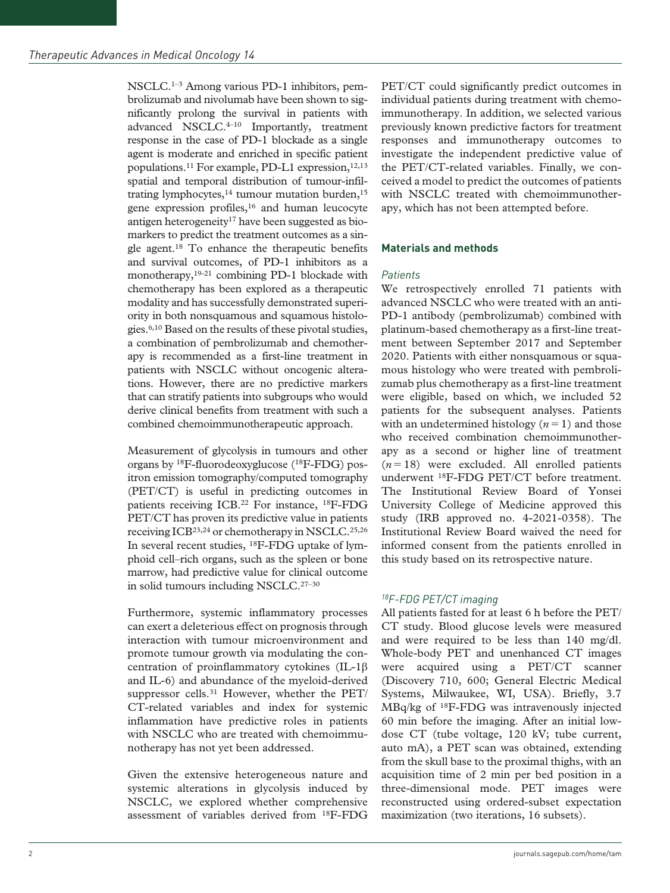NSCLC.[1–3] Among various PD-1 inhibitors, pembrolizumab and nivolumab have been shown to significantly prolong the survival in patients with advanced NSCLC.[4–10] Importantly, treatment response in the case of PD-1 blockade as a single agent is moderate and enriched in specific patient populations.[11] For example, PD-L1 expression,[12,13] spatial and temporal distribution of tumour-infiltrating lymphocytes,[14] tumour mutation burden,[15] gene expression profiles,[16] and human leucocyte antigen heterogeneity[17] have been suggested as biomarkers to predict the treatment outcomes as a single agent.[18] To enhance the therapeutic benefits and survival outcomes, of PD-1 inhibitors as a monotherapy,[19-21] combining PD-1 blockade with chemotherapy has been explored as a therapeutic modality and has successfully demonstrated superiority in both nonsquamous and squamous histologies.[6,10] Based on the results of these pivotal studies, a combination of pembrolizumab and chemotherapy is recommended as a first-line treatment in patients with NSCLC without oncogenic alterations. However, there are no predictive markers that can stratify patients into subgroups who would derive clinical benefits from treatment with such a combined chemoimmunotherapeutic approach.

Measurement of glycolysis in tumours and other organs by $^{18}$F-fluorodeoxyglucose ($^{18}$F-FDG) positron emission tomography/computed tomography (PET/CT) is useful in predicting outcomes in patients receiving ICB.[22] For instance, $^{18}$F-FDG PET/CT has proven its predictive value in patients receiving ICB[23,24] or chemotherapy in NSCLC.[25,26] In several recent studies, $^{18}$F-FDG uptake of lymphoid cell–rich organs, such as the spleen or bone marrow, had predictive value for clinical outcome in solid tumours including NSCLC.[27–30]

Furthermore, systemic inflammatory processes can exert a deleterious effect on prognosis through interaction with tumour microenvironment and promote tumour growth via modulating the concentration of proinflammatory cytokines (IL-1β and IL-6) and abundance of the myeloid-derived suppressor cells.[31] However, whether the PET/CT-related variables and index for systemic inflammation have predictive roles in patients with NSCLC who are treated with chemoimmunotherapy has not yet been addressed.

Given the extensive heterogeneous nature and systemic alterations in glycolysis induced by NSCLC, we explored whether comprehensive assessment of variables derived from $^{18}$F-FDG PET/CT could significantly predict outcomes in individual patients during treatment with chemoimmunotherapy. In addition, we selected various previously known predictive factors for treatment responses and immunotherapy outcomes to investigate the independent predictive value of the PET/CT-related variables. Finally, we conceived a model to predict the outcomes of patients with NSCLC treated with chemoimmunotherapy, which has not been attempted before.

## Materials and methods

### *Patients*

We retrospectively enrolled 71 patients with advanced NSCLC who were treated with an anti-PD-1 antibody (pembrolizumab) combined with platinum-based chemotherapy as a first-line treatment between September 2017 and September 2020. Patients with either nonsquamous or squamous histology who were treated with pembrolizumab plus chemotherapy as a first-line treatment were eligible, based on which, we included 52 patients for the subsequent analyses. Patients with an undetermined histology ($n = 1$) and those who received combination chemoimmunotherapy as a second or higher line of treatment ($n = 18$) were excluded. All enrolled patients underwent $^{18}$F-FDG PET/CT before treatment. The Institutional Review Board of Yonsei University College of Medicine approved this study (IRB approved no. 4-2021-0358). The Institutional Review Board waived the need for informed consent from the patients enrolled in this study based on its retrospective nature.

### *$^{18}$F-FDG PET/CT imaging*

All patients fasted for at least 6 h before the PET/CT study. Blood glucose levels were measured and were required to be less than 140 mg/dl. Whole-body PET and unenhanced CT images were acquired using a PET/CT scanner (Discovery 710, 600; General Electric Medical Systems, Milwaukee, WI, USA). Briefly, 3.7 MBq/kg of $^{18}$F-FDG was intravenously injected 60 min before the imaging. After an initial low-dose CT (tube voltage, 120 kV; tube current, auto mA), a PET scan was obtained, extending from the skull base to the proximal thighs, with an acquisition time of 2 min per bed position in a three-dimensional mode. PET images were reconstructed using ordered-subset expectation maximization (two iterations, 16 subsets).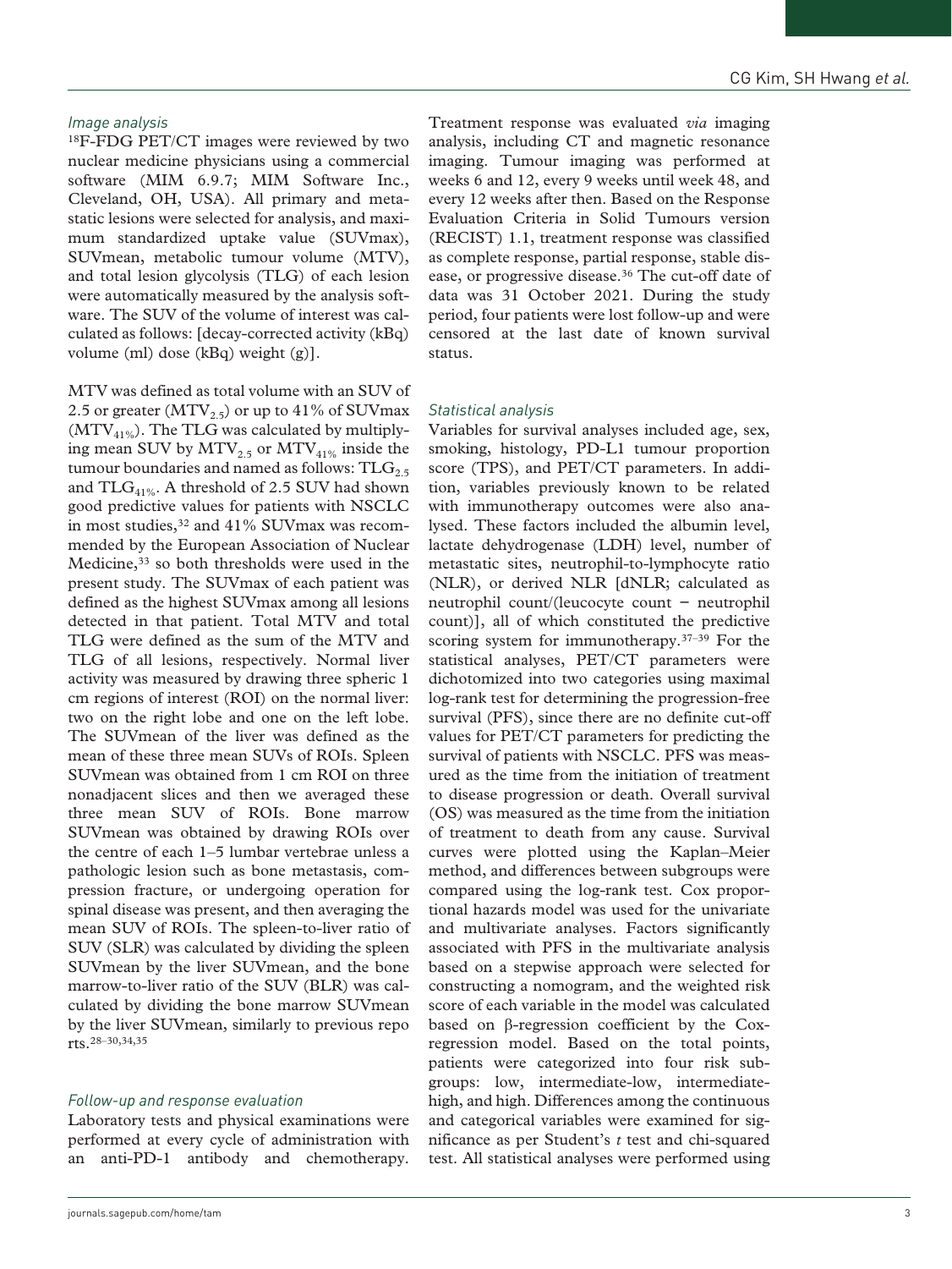### Image analysis

$^{18}$F-FDG PET/CT images were reviewed by two nuclear medicine physicians using a commercial software (MIM 6.9.7; MIM Software Inc., Cleveland, OH, USA). All primary and metastatic lesions were selected for analysis, and maximum standardized uptake value (SUVmax), SUVmean, metabolic tumour volume (MTV), and total lesion glycolysis (TLG) of each lesion were automatically measured by the analysis software. The SUV of the volume of interest was calculated as follows: [decay-corrected activity (kBq) volume (ml) dose (kBq) weight (g)].

MTV was defined as total volume with an SUV of 2.5 or greater ($MTV_{2.5}$) or up to 41% of SUVmax ($MTV_{41\%}$). The TLG was calculated by multiplying mean SUV by $MTV_{2.5}$ or $MTV_{41\%}$ inside the tumour boundaries and named as follows: $TLG_{2.5}$ and $TLG_{41\%}$. A threshold of 2.5 SUV had shown good predictive values for patients with NSCLC in most studies,[32] and 41% SUVmax was recommended by the European Association of Nuclear Medicine,[33] so both thresholds were used in the present study. The SUVmax of each patient was defined as the highest SUVmax among all lesions detected in that patient. Total MTV and total TLG were defined as the sum of the MTV and TLG of all lesions, respectively. Normal liver activity was measured by drawing three spheric 1 cm regions of interest (ROI) on the normal liver: two on the right lobe and one on the left lobe. The SUVmean of the liver was defined as the mean of these three mean SUVs of ROIs. Spleen SUVmean was obtained from 1 cm ROI on three nonadjacent slices and then we averaged these three mean SUV of ROIs. Bone marrow SUVmean was obtained by drawing ROIs over the centre of each 1–5 lumbar vertebrae unless a pathologic lesion such as bone metastasis, compression fracture, or undergoing operation for spinal disease was present, and then averaging the mean SUV of ROIs. The spleen-to-liver ratio of SUV (SLR) was calculated by dividing the spleen SUVmean by the liver SUVmean, and the bone marrow-to-liver ratio of the SUV (BLR) was calculated by dividing the bone marrow SUVmean by the liver SUVmean, similarly to previous reports.[28–30,34,35]

### Follow-up and response evaluation

Laboratory tests and physical examinations were performed at every cycle of administration with an anti-PD-1 antibody and chemotherapy. Treatment response was evaluated *via* imaging analysis, including CT and magnetic resonance imaging. Tumour imaging was performed at weeks 6 and 12, every 9 weeks until week 48, and every 12 weeks after then. Based on the Response Evaluation Criteria in Solid Tumours version (RECIST) 1.1, treatment response was classified as complete response, partial response, stable disease, or progressive disease.[36] The cut-off date of data was 31 October 2021. During the study period, four patients were lost follow-up and were censored at the last date of known survival status.

### Statistical analysis

Variables for survival analyses included age, sex, smoking, histology, PD-L1 tumour proportion score (TPS), and PET/CT parameters. In addition, variables previously known to be related with immunotherapy outcomes were also analysed. These factors included the albumin level, lactate dehydrogenase (LDH) level, number of metastatic sites, neutrophil-to-lymphocyte ratio (NLR), or derived NLR [dNLR; calculated as neutrophil count/(leucocyte count − neutrophil count)], all of which constituted the predictive scoring system for immunotherapy.[37–39] For the statistical analyses, PET/CT parameters were dichotomized into two categories using maximal log-rank test for determining the progression-free survival (PFS), since there are no definite cut-off values for PET/CT parameters for predicting the survival of patients with NSCLC. PFS was measured as the time from the initiation of treatment to disease progression or death. Overall survival (OS) was measured as the time from the initiation of treatment to death from any cause. Survival curves were plotted using the Kaplan–Meier method, and differences between subgroups were compared using the log-rank test. Cox proportional hazards model was used for the univariate and multivariate analyses. Factors significantly associated with PFS in the multivariate analysis based on a stepwise approach were selected for constructing a nomogram, and the weighted risk score of each variable in the model was calculated based on β-regression coefficient by the Cox-regression model. Based on the total points, patients were categorized into four risk subgroups: low, intermediate-low, intermediate-high, and high. Differences among the continuous and categorical variables were examined for significance as per Student's *t* test and chi-squared test. All statistical analyses were performed using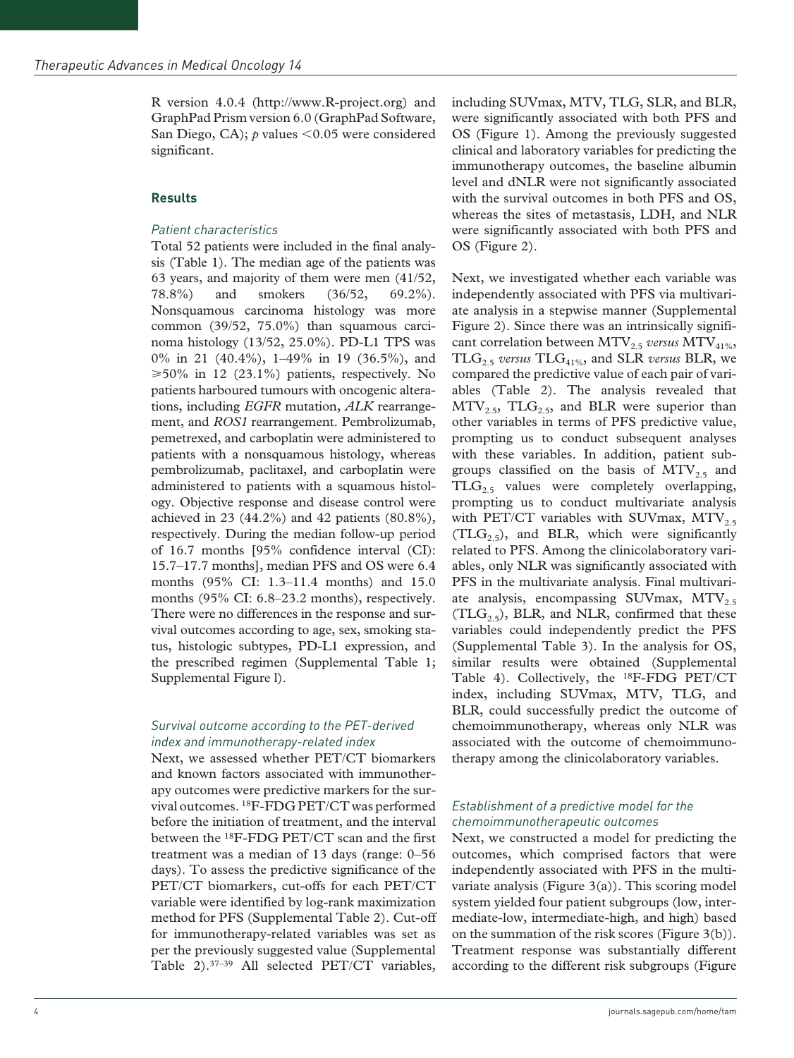R version 4.0.4 (http://www.R-project.org) and GraphPad Prism version 6.0 (GraphPad Software, San Diego, CA); $p$ values $<0.05$ were considered significant.

## Results

### Patient characteristics

Total 52 patients were included in the final analysis (Table 1). The median age of the patients was 63 years, and majority of them were men (41/52, 78.8%) and smokers (36/52, 69.2%). Nonsquamous carcinoma histology was more common (39/52, 75.0%) than squamous carcinoma histology (13/52, 25.0%). PD-L1 TPS was 0% in 21 (40.4%), 1–49% in 19 (36.5%), and ⩾50% in 12 (23.1%) patients, respectively. No patients harboured tumours with oncogenic alterations, including *EGFR* mutation, *ALK* rearrangement, and *ROS1* rearrangement. Pembrolizumab, pemetrexed, and carboplatin were administered to patients with a nonsquamous histology, whereas pembrolizumab, paclitaxel, and carboplatin were administered to patients with a squamous histology. Objective response and disease control were achieved in 23 (44.2%) and 42 patients (80.8%), respectively. During the median follow-up period of 16.7 months [95% confidence interval (CI): 15.7–17.7 months], median PFS and OS were 6.4 months (95% CI: 1.3–11.4 months) and 15.0 months (95% CI: 6.8–23.2 months), respectively. There were no differences in the response and survival outcomes according to age, sex, smoking status, histologic subtypes, PD-L1 expression, and the prescribed regimen (Supplemental Table 1; Supplemental Figure l).

### Survival outcome according to the PET-derived index and immunotherapy-related index

Next, we assessed whether PET/CT biomarkers and known factors associated with immunotherapy outcomes were predictive markers for the survival outcomes. $^{18}$F-FDG PET/CT was performed before the initiation of treatment, and the interval between the $^{18}$F-FDG PET/CT scan and the first treatment was a median of 13 days (range: 0–56 days). To assess the predictive significance of the PET/CT biomarkers, cut-offs for each PET/CT variable were identified by log-rank maximization method for PFS (Supplemental Table 2). Cut-off for immunotherapy-related variables was set as per the previously suggested value (Supplemental Table 2).[37–39] All selected PET/CT variables, including SUVmax, MTV, TLG, SLR, and BLR, were significantly associated with both PFS and OS (Figure 1). Among the previously suggested clinical and laboratory variables for predicting the immunotherapy outcomes, the baseline albumin level and dNLR were not significantly associated with the survival outcomes in both PFS and OS, whereas the sites of metastasis, LDH, and NLR were significantly associated with both PFS and OS (Figure 2).

Next, we investigated whether each variable was independently associated with PFS via multivariate analysis in a stepwise manner (Supplemental Figure 2). Since there was an intrinsically significant correlation between $MTV_{2.5}$ *versus* $MTV_{41\%}$, $TLG_{2.5}$ *versus* $TLG_{41\%}$, and SLR *versus* BLR, we compared the predictive value of each pair of variables (Table 2). The analysis revealed that $MTV_{2.5}$, $TLG_{2.5}$, and BLR were superior than other variables in terms of PFS predictive value, prompting us to conduct subsequent analyses with these variables. In addition, patient subgroups classified on the basis of $MTV_{2.5}$ and $TLG_{2.5}$ values were completely overlapping, prompting us to conduct multivariate analysis with PET/CT variables with SUVmax, $MTV_{2.5}$ ($TLG_{2.5}$), and BLR, which were significantly related to PFS. Among the clinicolaboratory variables, only NLR was significantly associated with PFS in the multivariate analysis. Final multivariate analysis, encompassing SUVmax, $MTV_{2.5}$ ($TLG_{2.5}$), BLR, and NLR, confirmed that these variables could independently predict the PFS (Supplemental Table 3). In the analysis for OS, similar results were obtained (Supplemental Table 4). Collectively, the $^{18}$F-FDG PET/CT index, including SUVmax, MTV, TLG, and BLR, could successfully predict the outcome of chemoimmunotherapy, whereas only NLR was associated with the outcome of chemoimmunotherapy among the clinicolaboratory variables.

### Establishment of a predictive model for the chemoimmunotherapeutic outcomes

Next, we constructed a model for predicting the outcomes, which comprised factors that were independently associated with PFS in the multivariate analysis (Figure 3(a)). This scoring model system yielded four patient subgroups (low, intermediate-low, intermediate-high, and high) based on the summation of the risk scores (Figure 3(b)). Treatment response was substantially different according to the different risk subgroups (Figure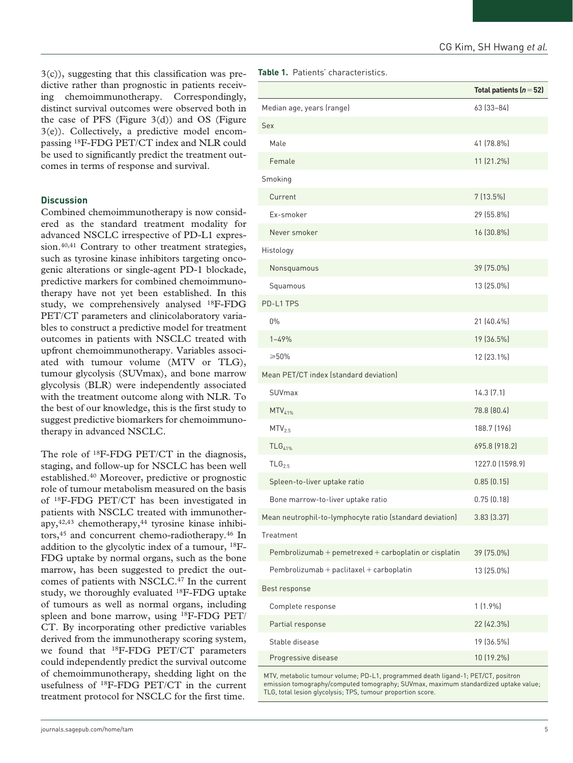3(c)), suggesting that this classification was predictive rather than prognostic in patients receiving chemoimmunotherapy. Correspondingly, distinct survival outcomes were observed both in the case of PFS (Figure 3(d)) and OS (Figure 3(e)). Collectively, a predictive model encompassing $^{18}$F-FDG PET/CT index and NLR could be used to significantly predict the treatment outcomes in terms of response and survival.

## Discussion

Combined chemoimmunotherapy is now considered as the standard treatment modality for advanced NSCLC irrespective of PD-L1 expression.[40,41] Contrary to other treatment strategies, such as tyrosine kinase inhibitors targeting oncogenic alterations or single-agent PD-1 blockade, predictive markers for combined chemoimmunotherapy have not yet been established. In this study, we comprehensively analysed $^{18}$F-FDG PET/CT parameters and clinicolaboratory variables to construct a predictive model for treatment outcomes in patients with NSCLC treated with upfront chemoimmunotherapy. Variables associated with tumour volume (MTV or TLG), tumour glycolysis (SUVmax), and bone marrow glycolysis (BLR) were independently associated with the treatment outcome along with NLR. To the best of our knowledge, this is the first study to suggest predictive biomarkers for chemoimmunotherapy in advanced NSCLC.

The role of $^{18}$F-FDG PET/CT in the diagnosis, staging, and follow-up for NSCLC has been well established.[40] Moreover, predictive or prognostic role of tumour metabolism measured on the basis of $^{18}$F-FDG PET/CT has been investigated in patients with NSCLC treated with immunotherapy,[42,43] chemotherapy,[44] tyrosine kinase inhibitors,[45] and concurrent chemo-radiotherapy.[46] In addition to the glycolytic index of a tumour, $^{18}$F-FDG uptake by normal organs, such as the bone marrow, has been suggested to predict the outcomes of patients with NSCLC.[47] In the current study, we thoroughly evaluated $^{18}$F-FDG uptake of tumours as well as normal organs, including spleen and bone marrow, using $^{18}$F-FDG PET/CT. By incorporating other predictive variables derived from the immunotherapy scoring system, we found that $^{18}$F-FDG PET/CT parameters could independently predict the survival outcome of chemoimmunotherapy, shedding light on the usefulness of $^{18}$F-FDG PET/CT in the current treatment protocol for NSCLC for the first time.

**Table 1.** Patients' characteristics.

| | **Total patients ($n = 52$)** |
|---|---|
| Median age, years (range) | 63 (33–84) |
| Sex | |
| Male | 41 (78.8%) |
| Female | 11 (21.2%) |
| Smoking | |
| Current | 7 (13.5%) |
| Ex-smoker | 29 (55.8%) |
| Never smoker | 16 (30.8%) |
| Histology | |
| Nonsquamous | 39 (75.0%) |
| Squamous | 13 (25.0%) |
| PD-L1 TPS | |
| 0% | 21 (40.4%) |
| 1–49% | 19 (36.5%) |
| ⩾50% | 12 (23.1%) |
| Mean PET/CT index (standard deviation) | |
| SUVmax | 14.3 (7.1) |
| $MTV_{41\%}$ | 78.8 (80.4) |
| $MTV_{2.5}$ | 188.7 (196) |
| $TLG_{41\%}$ | 695.8 (918.2) |
| $TLG_{2.5}$ | 1227.0 (1598.9) |
| Spleen-to-liver uptake ratio | 0.85 (0.15) |
| Bone marrow-to-liver uptake ratio | 0.75 (0.18) |
| Mean neutrophil-to-lymphocyte ratio (standard deviation) | 3.83 (3.37) |
| Treatment | |
| Pembrolizumab + pemetrexed + carboplatin or cisplatin | 39 (75.0%) |
| Pembrolizumab + paclitaxel + carboplatin | 13 (25.0%) |
| Best response | |
| Complete response | 1 (1.9%) |
| Partial response | 22 (42.3%) |
| Stable disease | 19 (36.5%) |
| Progressive disease | 10 (19.2%) |

MTV, metabolic tumour volume; PD-L1, programmed death ligand-1; PET/CT, positron emission tomography/computed tomography; SUVmax, maximum standardized uptake value; TLG, total lesion glycolysis; TPS, tumour proportion score.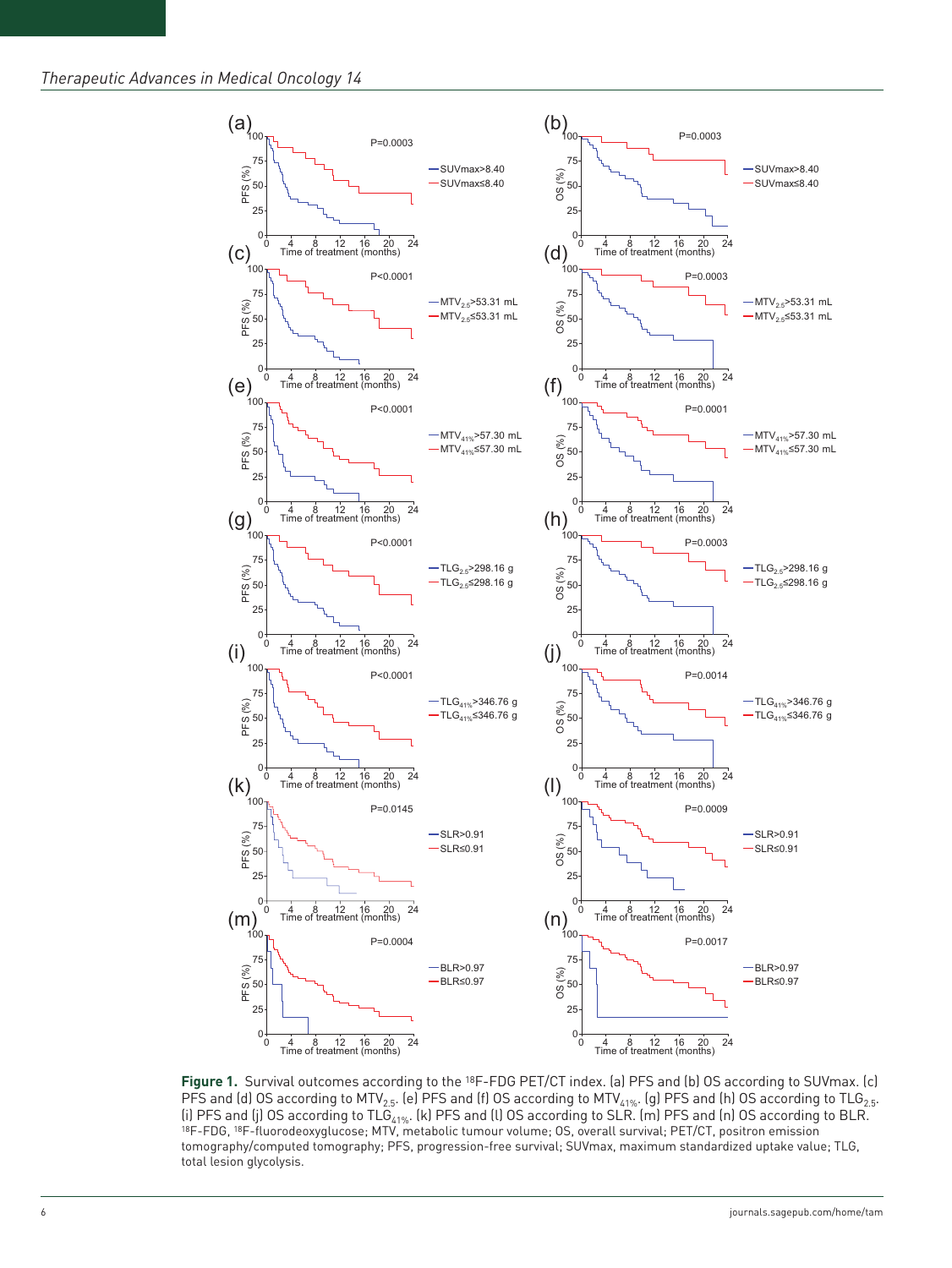**Figure 1.** Survival outcomes according to the $^{18}$F-FDG PET/CT index. (a) PFS and (b) OS according to SUVmax. (c) PFS and (d) OS according to $MTV_{2.5}$. (e) PFS and (f) OS according to $MTV_{41\%}$. (g) PFS and (h) OS according to $TLG_{2.5}$. (i) PFS and (j) OS according to $TLG_{41\%}$. (k) PFS and (l) OS according to SLR. (m) PFS and (n) OS according to BLR.
$^{18}$F-FDG, $^{18}$F-fluorodeoxyglucose; MTV, metabolic tumour volume; OS, overall survival; PET/CT, positron emission tomography/computed tomography; PFS, progression-free survival; SUVmax, maximum standardized uptake value; TLG, total lesion glycolysis.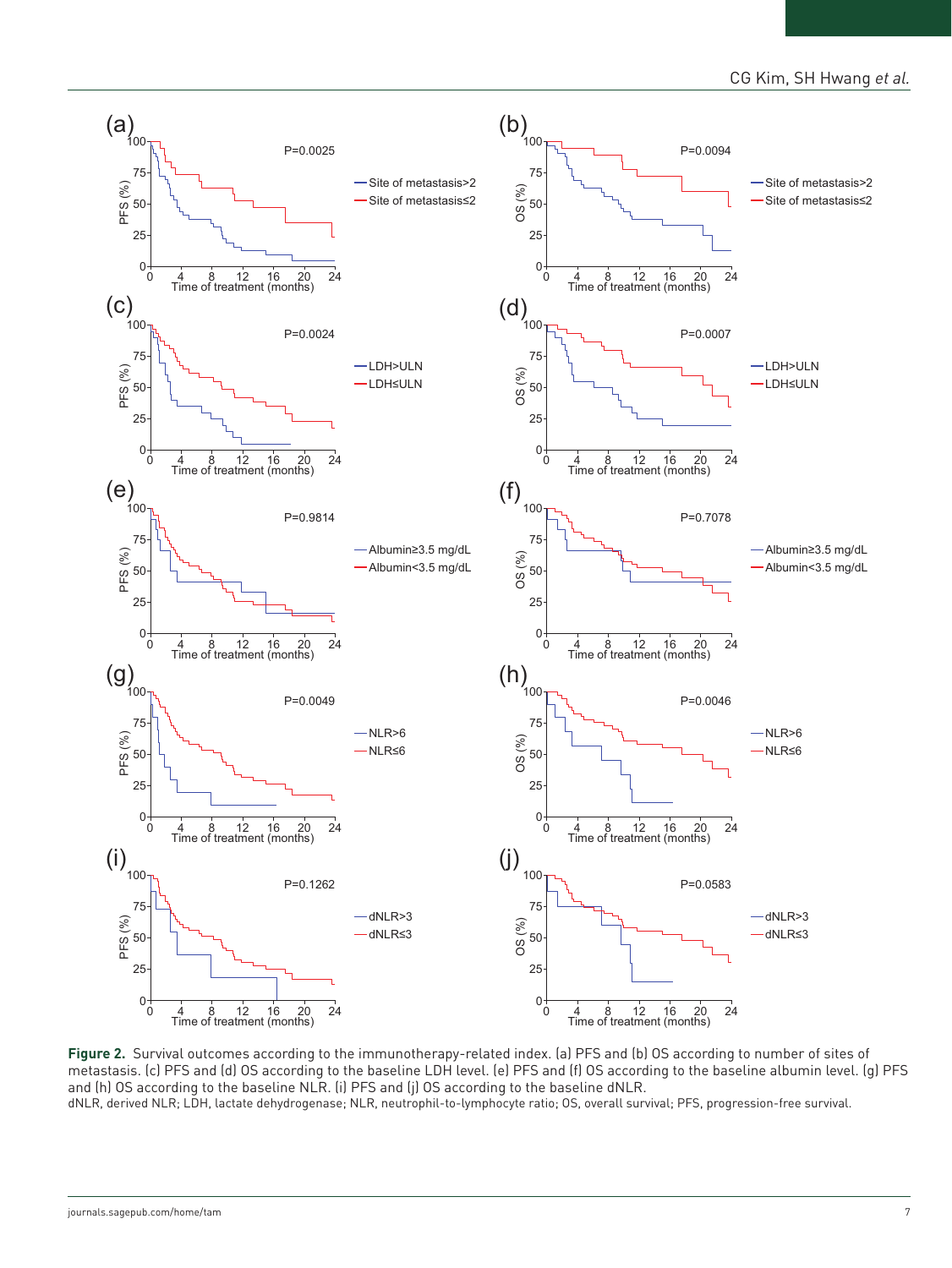**Figure 2.** Survival outcomes according to the immunotherapy-related index. (a) PFS and (b) OS according to number of sites of metastasis. (c) PFS and (d) OS according to the baseline LDH level. (e) PFS and (f) OS according to the baseline albumin level. (g) PFS and (h) OS according to the baseline NLR. (i) PFS and (j) OS according to the baseline dNLR.

dNLR, derived NLR; LDH, lactate dehydrogenase; NLR, neutrophil-to-lymphocyte ratio; OS, overall survival; PFS, progression-free survival.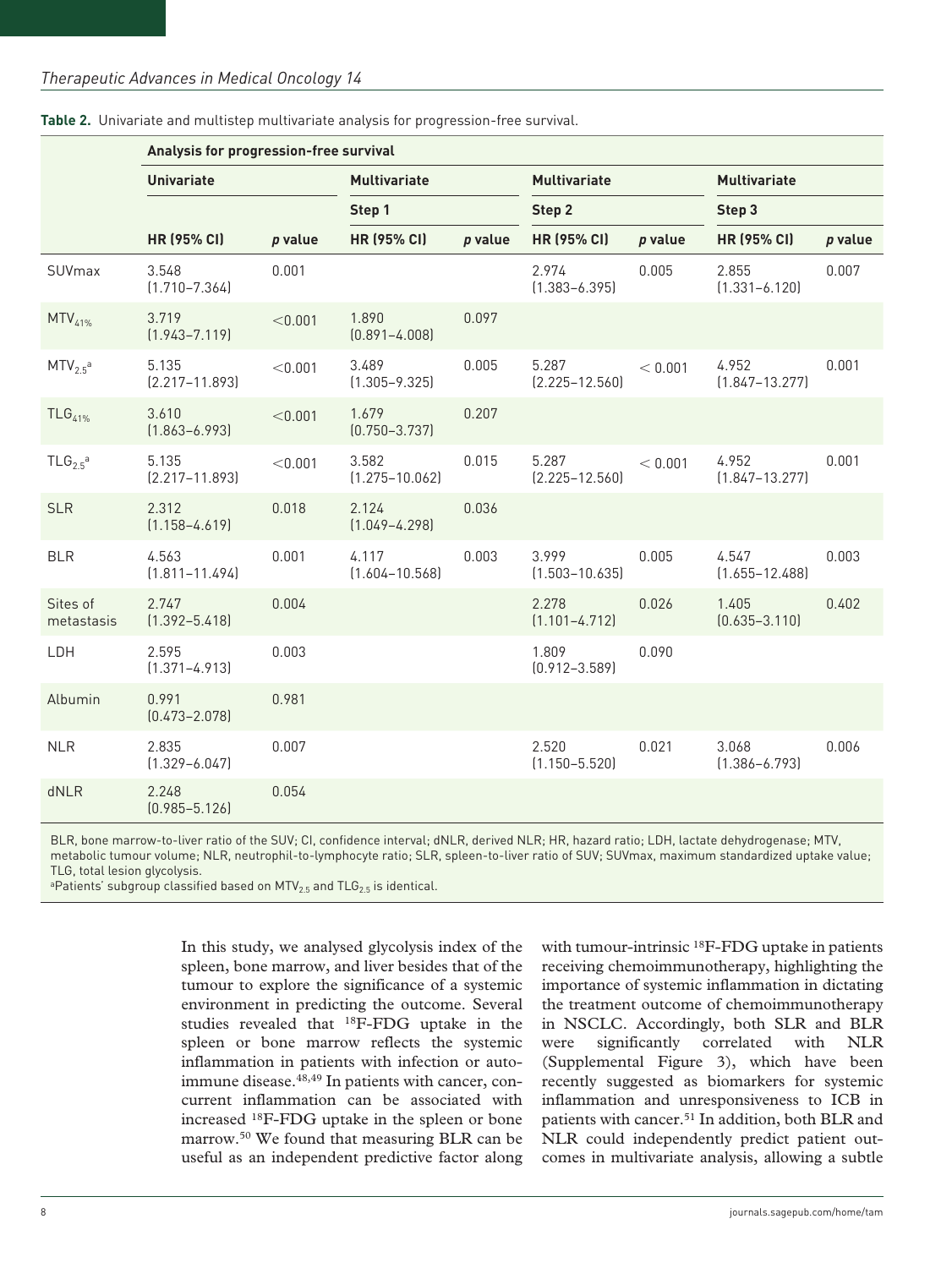**Table 2.** Univariate and multistep multivariate analysis for progression-free survival.

| | Analysis for progression-free survival | | | | | | | |
|---|---|---|---|---|---|---|---|---|
| | Univariate | | Multivariate | | Multivariate | | Multivariate | |
| | | | Step 1 | | Step 2 | | Step 3 | |
| | HR (95% CI) | *p* value | HR (95% CI) | *p* value | HR (95% CI) | *p* value | HR (95% CI) | *p* value |
| SUVmax | 3.548 (1.710–7.364) | 0.001 | | | 2.974 (1.383–6.395) | 0.005 | 2.855 (1.331–6.120) | 0.007 |
| $MTV_{41\%}$ | 3.719 (1.943–7.119) | <0.001 | 1.890 (0.891–4.008) | 0.097 | | | | |
| $MTV_{2.5}$[a] | 5.135 (2.217–11.893) | <0.001 | 3.489 (1.305–9.325) | 0.005 | 5.287 (2.225–12.560) | < 0.001 | 4.952 (1.847–13.277) | 0.001 |
| $TLG_{41\%}$ | 3.610 (1.863–6.993) | <0.001 | 1.679 (0.750–3.737) | 0.207 | | | | |
| $TLG_{2.5}$[a] | 5.135 (2.217–11.893) | <0.001 | 3.582 (1.275–10.062) | 0.015 | 5.287 (2.225–12.560) | < 0.001 | 4.952 (1.847–13.277) | 0.001 |
| SLR | 2.312 (1.158–4.619) | 0.018 | 2.124 (1.049–4.298) | 0.036 | | | | |
| BLR | 4.563 (1.811–11.494) | 0.001 | 4.117 (1.604–10.568) | 0.003 | 3.999 (1.503–10.635) | 0.005 | 4.547 (1.655–12.488) | 0.003 |
| Sites of metastasis | 2.747 (1.392–5.418) | 0.004 | | | 2.278 (1.101–4.712) | 0.026 | 1.405 (0.635–3.110) | 0.402 |
| LDH | 2.595 (1.371–4.913) | 0.003 | | | 1.809 (0.912–3.589) | 0.090 | | |
| Albumin | 0.991 (0.473–2.078) | 0.981 | | | | | | |
| NLR | 2.835 (1.329–6.047) | 0.007 | | | 2.520 (1.150–5.520) | 0.021 | 3.068 (1.386–6.793) | 0.006 |
| dNLR | 2.248 (0.985–5.126) | 0.054 | | | | | | |

BLR, bone marrow-to-liver ratio of the SUV; CI, confidence interval; dNLR, derived NLR; HR, hazard ratio; LDH, lactate dehydrogenase; MTV, metabolic tumour volume; NLR, neutrophil-to-lymphocyte ratio; SLR, spleen-to-liver ratio of SUV; SUVmax, maximum standardized uptake value; TLG, total lesion glycolysis.
[a]Patients' subgroup classified based on $MTV_{2.5}$ and $TLG_{2.5}$ is identical.

In this study, we analysed glycolysis index of the spleen, bone marrow, and liver besides that of the tumour to explore the significance of a systemic environment in predicting the outcome. Several studies revealed that $^{18}$F-FDG uptake in the spleen or bone marrow reflects the systemic inflammation in patients with infection or autoimmune disease.[48,49] In patients with cancer, concurrent inflammation can be associated with increased $^{18}$F-FDG uptake in the spleen or bone marrow.[50] We found that measuring BLR can be useful as an independent predictive factor along with tumour-intrinsic $^{18}$F-FDG uptake in patients receiving chemoimmunotherapy, highlighting the importance of systemic inflammation in dictating the treatment outcome of chemoimmunotherapy in NSCLC. Accordingly, both SLR and BLR were significantly correlated with NLR (Supplemental Figure 3), which have been recently suggested as biomarkers for systemic inflammation and unresponsiveness to ICB in patients with cancer.[51] In addition, both BLR and NLR could independently predict patient outcomes in multivariate analysis, allowing a subtle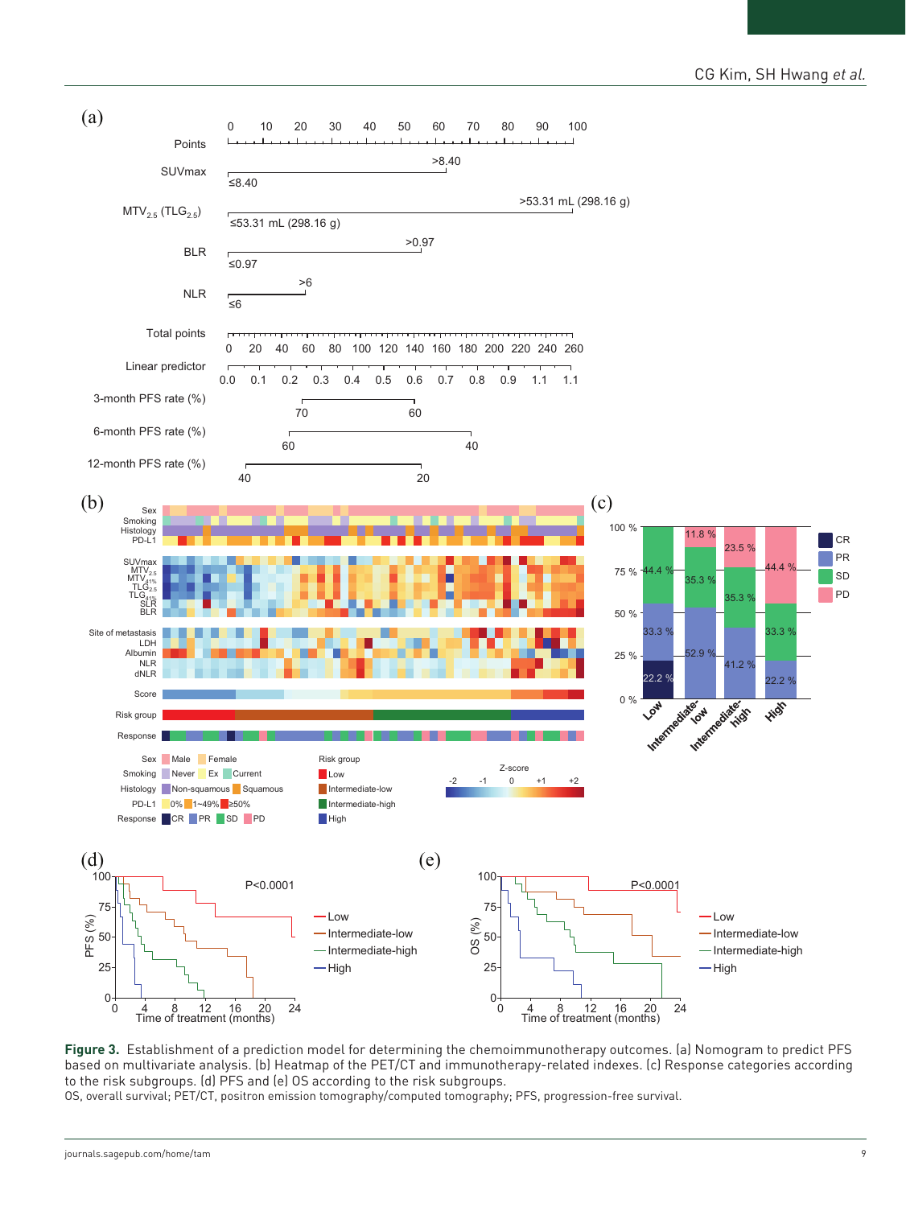**Figure 3.** Establishment of a prediction model for determining the chemoimmunotherapy outcomes. (a) Nomogram to predict PFS based on multivariate analysis. (b) Heatmap of the PET/CT and immunotherapy-related indexes. (c) Response categories according to the risk subgroups. (d) PFS and (e) OS according to the risk subgroups.

OS, overall survival; PET/CT, positron emission tomography/computed tomography; PFS, progression-free survival.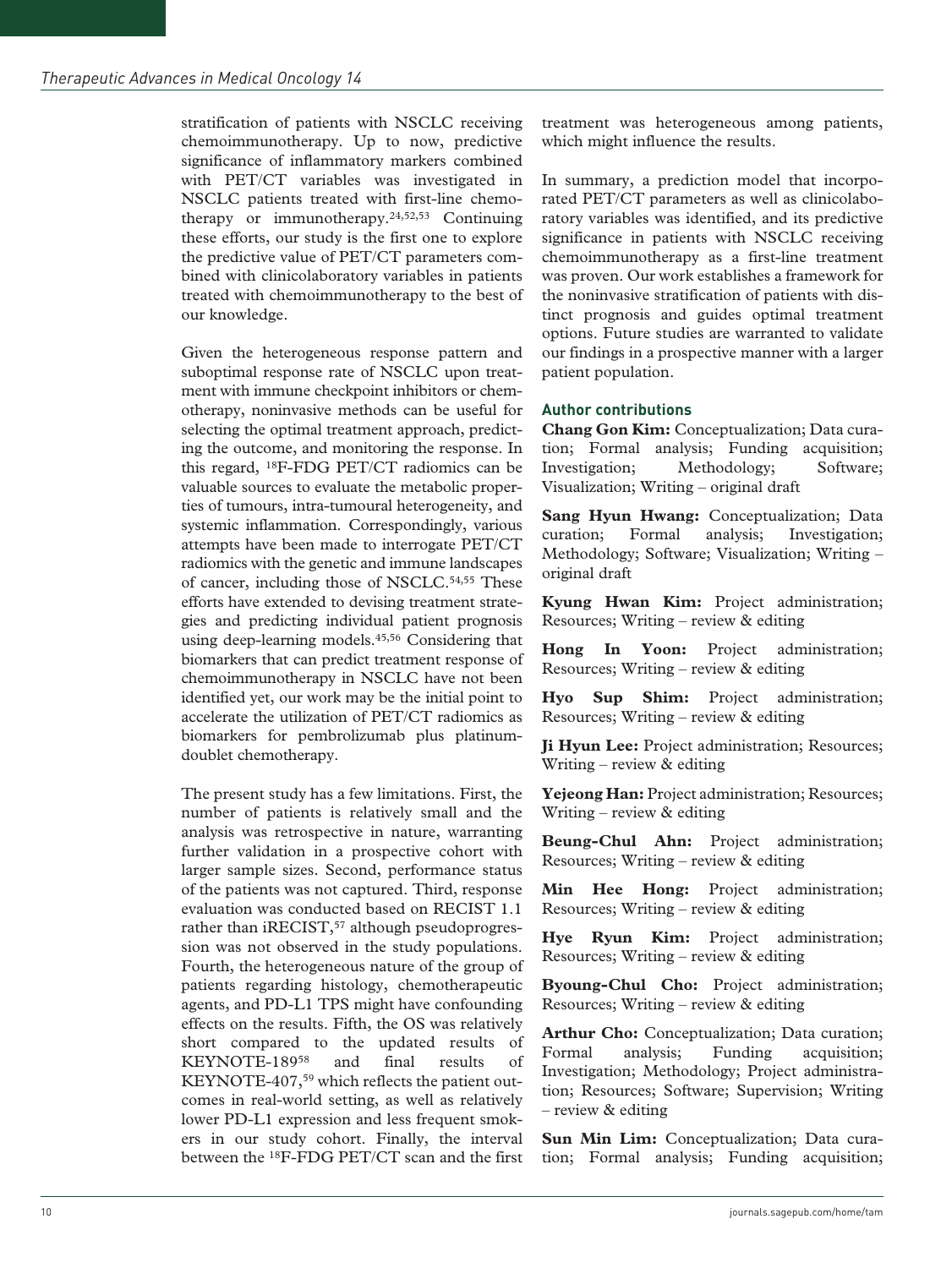stratification of patients with NSCLC receiving chemoimmunotherapy. Up to now, predictive significance of inflammatory markers combined with PET/CT variables was investigated in NSCLC patients treated with first-line chemotherapy or immunotherapy.[24,52,53] Continuing these efforts, our study is the first one to explore the predictive value of PET/CT parameters combined with clinicolaboratory variables in patients treated with chemoimmunotherapy to the best of our knowledge.

Given the heterogeneous response pattern and suboptimal response rate of NSCLC upon treatment with immune checkpoint inhibitors or chemotherapy, noninvasive methods can be useful for selecting the optimal treatment approach, predicting the outcome, and monitoring the response. In this regard, $^{18}$F-FDG PET/CT radiomics can be valuable sources to evaluate the metabolic properties of tumours, intra-tumoural heterogeneity, and systemic inflammation. Correspondingly, various attempts have been made to interrogate PET/CT radiomics with the genetic and immune landscapes of cancer, including those of NSCLC.[54,55] These efforts have extended to devising treatment strategies and predicting individual patient prognosis using deep-learning models.[45,56] Considering that biomarkers that can predict treatment response of chemoimmunotherapy in NSCLC have not been identified yet, our work may be the initial point to accelerate the utilization of PET/CT radiomics as biomarkers for pembrolizumab plus platinum-doublet chemotherapy.

The present study has a few limitations. First, the number of patients is relatively small and the analysis was retrospective in nature, warranting further validation in a prospective cohort with larger sample sizes. Second, performance status of the patients was not captured. Third, response evaluation was conducted based on RECIST 1.1 rather than iRECIST,[57] although pseudoprogression was not observed in the study populations. Fourth, the heterogeneous nature of the group of patients regarding histology, chemotherapeutic agents, and PD-L1 TPS might have confounding effects on the results. Fifth, the OS was relatively short compared to the updated results of KEYNOTE-189[58] and final results of KEYNOTE-407,[59] which reflects the patient outcomes in real-world setting, as well as relatively lower PD-L1 expression and less frequent smokers in our study cohort. Finally, the interval between the $^{18}$F-FDG PET/CT scan and the first treatment was heterogeneous among patients, which might influence the results.

In summary, a prediction model that incorporated PET/CT parameters as well as clinicolaboratory variables was identified, and its predictive significance in patients with NSCLC receiving chemoimmunotherapy as a first-line treatment was proven. Our work establishes a framework for the noninvasive stratification of patients with distinct prognosis and guides optimal treatment options. Future studies are warranted to validate our findings in a prospective manner with a larger patient population.

## Author contributions

**Chang Gon Kim:** Conceptualization; Data curation; Formal analysis; Funding acquisition; Investigation; Methodology; Software; Visualization; Writing – original draft

**Sang Hyun Hwang:** Conceptualization; Data curation; Formal analysis; Investigation; Methodology; Software; Visualization; Writing – original draft

**Kyung Hwan Kim:** Project administration; Resources; Writing – review & editing

**Hong In Yoon:** Project administration; Resources; Writing – review & editing

**Hyo Sup Shim:** Project administration; Resources; Writing – review & editing

**Ji Hyun Lee:** Project administration; Resources; Writing – review & editing

**Yejeong Han:** Project administration; Resources; Writing – review & editing

**Beung-Chul Ahn:** Project administration; Resources; Writing – review & editing

**Min Hee Hong:** Project administration; Resources; Writing – review & editing

**Hye Ryun Kim:** Project administration; Resources; Writing – review & editing

**Byoung-Chul Cho:** Project administration; Resources; Writing – review & editing

**Arthur Cho:** Conceptualization; Data curation; Formal analysis; Funding acquisition; Investigation; Methodology; Project administration; Resources; Software; Supervision; Writing – review & editing

**Sun Min Lim:** Conceptualization; Data curation; Formal analysis; Funding acquisition;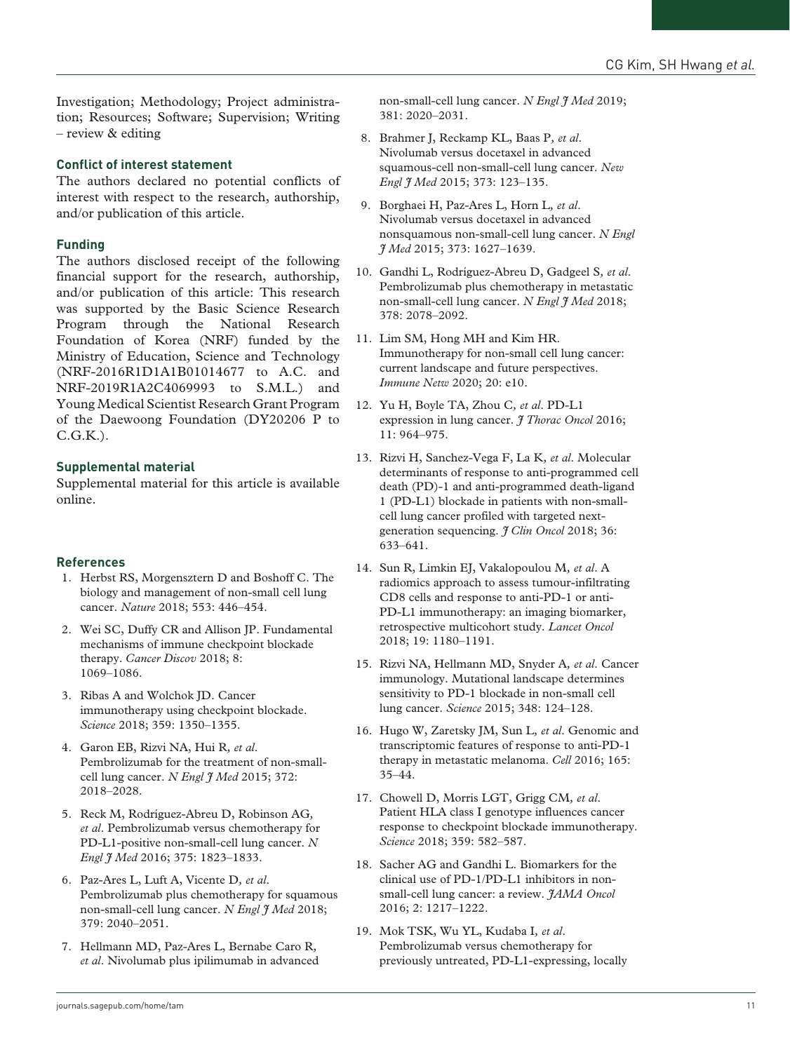Investigation; Methodology; Project administration; Resources; Software; Supervision; Writing – review & editing

### Conflict of interest statement

The authors declared no potential conflicts of interest with respect to the research, authorship, and/or publication of this article.

### Funding

The authors disclosed receipt of the following financial support for the research, authorship, and/or publication of this article: This research was supported by the Basic Science Research Program through the National Research Foundation of Korea (NRF) funded by the Ministry of Education, Science and Technology (NRF-2016R1D1A1B01014677 to A.C. and NRF-2019R1A2C4069993 to S.M.L.) and Young Medical Scientist Research Grant Program of the Daewoong Foundation (DY20206 P to C.G.K.).

### Supplemental material

Supplemental material for this article is available online.

### References

1. Herbst RS, Morgensztern D and Boshoff C. The biology and management of non-small cell lung cancer. *Nature* 2018; 553: 446–454.
2. Wei SC, Duffy CR and Allison JP. Fundamental mechanisms of immune checkpoint blockade therapy. *Cancer Discov* 2018; 8: 1069–1086.
3. Ribas A and Wolchok JD. Cancer immunotherapy using checkpoint blockade. *Science* 2018; 359: 1350–1355.
4. Garon EB, Rizvi NA, Hui R, *et al*. Pembrolizumab for the treatment of non-small-cell lung cancer. *N Engl J Med* 2015; 372: 2018–2028.
5. Reck M, Rodríguez-Abreu D, Robinson AG, *et al*. Pembrolizumab versus chemotherapy for PD-L1-positive non-small-cell lung cancer. *N Engl J Med* 2016; 375: 1823–1833.
6. Paz-Ares L, Luft A, Vicente D, *et al*. Pembrolizumab plus chemotherapy for squamous non-small-cell lung cancer. *N Engl J Med* 2018; 379: 2040–2051.
7. Hellmann MD, Paz-Ares L, Bernabe Caro R, *et al*. Nivolumab plus ipilimumab in advanced non-small-cell lung cancer. *N Engl J Med* 2019; 381: 2020–2031.
8. Brahmer J, Reckamp KL, Baas P, *et al*. Nivolumab versus docetaxel in advanced squamous-cell non-small-cell lung cancer. *New Engl J Med* 2015; 373: 123–135.
9. Borghaei H, Paz-Ares L, Horn L, *et al*. Nivolumab versus docetaxel in advanced nonsquamous non-small-cell lung cancer. *N Engl J Med* 2015; 373: 1627–1639.
10. Gandhi L, Rodríguez-Abreu D, Gadgeel S, *et al*. Pembrolizumab plus chemotherapy in metastatic non-small-cell lung cancer. *N Engl J Med* 2018; 378: 2078–2092.
11. Lim SM, Hong MH and Kim HR. Immunotherapy for non-small cell lung cancer: current landscape and future perspectives. *Immune Netw* 2020; 20: e10.
12. Yu H, Boyle TA, Zhou C, *et al*. PD-L1 expression in lung cancer. *J Thorac Oncol* 2016; 11: 964–975.
13. Rizvi H, Sanchez-Vega F, La K, *et al*. Molecular determinants of response to anti-programmed cell death (PD)-1 and anti-programmed death-ligand 1 (PD-L1) blockade in patients with non-small-cell lung cancer profiled with targeted next-generation sequencing. *J Clin Oncol* 2018; 36: 633–641.
14. Sun R, Limkin EJ, Vakalopoulou M, *et al*. A radiomics approach to assess tumour-infiltrating CD8 cells and response to anti-PD-1 or anti-PD-L1 immunotherapy: an imaging biomarker, retrospective multicohort study. *Lancet Oncol* 2018; 19: 1180–1191.
15. Rizvi NA, Hellmann MD, Snyder A, *et al*. Cancer immunology. Mutational landscape determines sensitivity to PD-1 blockade in non-small cell lung cancer. *Science* 2015; 348: 124–128.
16. Hugo W, Zaretsky JM, Sun L, *et al*. Genomic and transcriptomic features of response to anti-PD-1 therapy in metastatic melanoma. *Cell* 2016; 165: 35–44.
17. Chowell D, Morris LGT, Grigg CM, *et al*. Patient HLA class I genotype influences cancer response to checkpoint blockade immunotherapy. *Science* 2018; 359: 582–587.
18. Sacher AG and Gandhi L. Biomarkers for the clinical use of PD-1/PD-L1 inhibitors in non-small-cell lung cancer: a review. *JAMA Oncol* 2016; 2: 1217–1222.
19. Mok TSK, Wu YL, Kudaba I, *et al*. Pembrolizumab versus chemotherapy for previously untreated, PD-L1-expressing, locally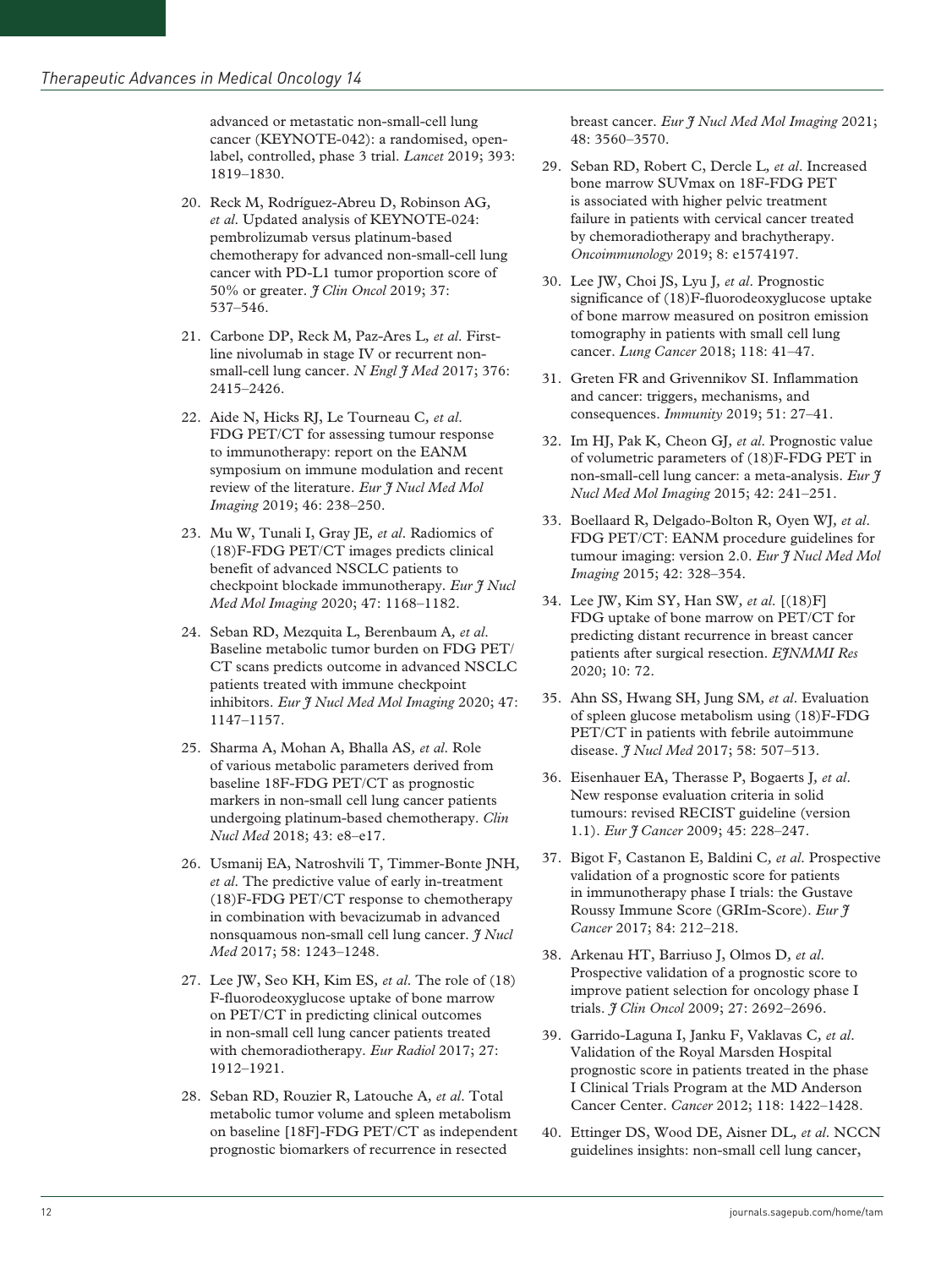advanced or metastatic non-small-cell lung cancer (KEYNOTE-042): a randomised, open-label, controlled, phase 3 trial. *Lancet* 2019; 393: 1819–1830.

20. Reck M, Rodríguez-Abreu D, Robinson AG, *et al*. Updated analysis of KEYNOTE-024: pembrolizumab versus platinum-based chemotherapy for advanced non-small-cell lung cancer with PD-L1 tumor proportion score of 50% or greater. *J Clin Oncol* 2019; 37: 537–546.

21. Carbone DP, Reck M, Paz-Ares L, *et al*. First-line nivolumab in stage IV or recurrent non-small-cell lung cancer. *N Engl J Med* 2017; 376: 2415–2426.

22. Aide N, Hicks RJ, Le Tourneau C, *et al*. FDG PET/CT for assessing tumour response to immunotherapy: report on the EANM symposium on immune modulation and recent review of the literature. *Eur J Nucl Med Mol Imaging* 2019; 46: 238–250.

23. Mu W, Tunali I, Gray JE, *et al*. Radiomics of (18)F-FDG PET/CT images predicts clinical benefit of advanced NSCLC patients to checkpoint blockade immunotherapy. *Eur J Nucl Med Mol Imaging* 2020; 47: 1168–1182.

24. Seban RD, Mezquita L, Berenbaum A, *et al*. Baseline metabolic tumor burden on FDG PET/CT scans predicts outcome in advanced NSCLC patients treated with immune checkpoint inhibitors. *Eur J Nucl Med Mol Imaging* 2020; 47: 1147–1157.

25. Sharma A, Mohan A, Bhalla AS, *et al*. Role of various metabolic parameters derived from baseline 18F-FDG PET/CT as prognostic markers in non-small cell lung cancer patients undergoing platinum-based chemotherapy. *Clin Nucl Med* 2018; 43: e8–e17.

26. Usmanij EA, Natroshvili T, Timmer-Bonte JNH, *et al*. The predictive value of early in-treatment (18)F-FDG PET/CT response to chemotherapy in combination with bevacizumab in advanced nonsquamous non-small cell lung cancer. *J Nucl Med* 2017; 58: 1243–1248.

27. Lee JW, Seo KH, Kim ES, *et al*. The role of (18) F-fluorodeoxyglucose uptake of bone marrow on PET/CT in predicting clinical outcomes in non-small cell lung cancer patients treated with chemoradiotherapy. *Eur Radiol* 2017; 27: 1912–1921.

28. Seban RD, Rouzier R, Latouche A, *et al*. Total metabolic tumor volume and spleen metabolism on baseline [18F]-FDG PET/CT as independent prognostic biomarkers of recurrence in resected breast cancer. *Eur J Nucl Med Mol Imaging* 2021; 48: 3560–3570.

29. Seban RD, Robert C, Dercle L, *et al*. Increased bone marrow SUVmax on 18F-FDG PET is associated with higher pelvic treatment failure in patients with cervical cancer treated by chemoradiotherapy and brachytherapy. *Oncoimmunology* 2019; 8: e1574197.

30. Lee JW, Choi JS, Lyu J, *et al*. Prognostic significance of (18)F-fluorodeoxyglucose uptake of bone marrow measured on positron emission tomography in patients with small cell lung cancer. *Lung Cancer* 2018; 118: 41–47.

31. Greten FR and Grivennikov SI. Inflammation and cancer: triggers, mechanisms, and consequences. *Immunity* 2019; 51: 27–41.

32. Im HJ, Pak K, Cheon GJ, *et al*. Prognostic value of volumetric parameters of (18)F-FDG PET in non-small-cell lung cancer: a meta-analysis. *Eur J Nucl Med Mol Imaging* 2015; 42: 241–251.

33. Boellaard R, Delgado-Bolton R, Oyen WJ, *et al*. FDG PET/CT: EANM procedure guidelines for tumour imaging: version 2.0. *Eur J Nucl Med Mol Imaging* 2015; 42: 328–354.

34. Lee JW, Kim SY, Han SW, *et al*. [(18)F] FDG uptake of bone marrow on PET/CT for predicting distant recurrence in breast cancer patients after surgical resection. *EJNMMI Res* 2020; 10: 72.

35. Ahn SS, Hwang SH, Jung SM, *et al*. Evaluation of spleen glucose metabolism using (18)F-FDG PET/CT in patients with febrile autoimmune disease. *J Nucl Med* 2017; 58: 507–513.

36. Eisenhauer EA, Therasse P, Bogaerts J, *et al*. New response evaluation criteria in solid tumours: revised RECIST guideline (version 1.1). *Eur J Cancer* 2009; 45: 228–247.

37. Bigot F, Castanon E, Baldini C, *et al*. Prospective validation of a prognostic score for patients in immunotherapy phase I trials: the Gustave Roussy Immune Score (GRIm-Score). *Eur J Cancer* 2017; 84: 212–218.

38. Arkenau HT, Barriuso J, Olmos D, *et al*. Prospective validation of a prognostic score to improve patient selection for oncology phase I trials. *J Clin Oncol* 2009; 27: 2692–2696.

39. Garrido-Laguna I, Janku F, Vaklavas C, *et al*. Validation of the Royal Marsden Hospital prognostic score in patients treated in the phase I Clinical Trials Program at the MD Anderson Cancer Center. *Cancer* 2012; 118: 1422–1428.

40. Ettinger DS, Wood DE, Aisner DL, *et al*. NCCN guidelines insights: non-small cell lung cancer,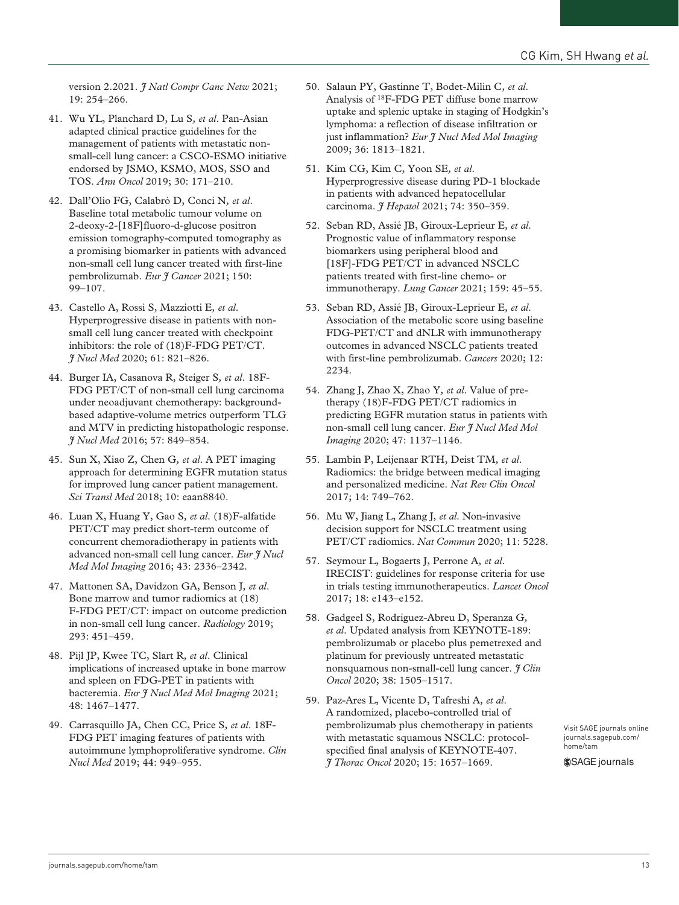version 2.2021. *J Natl Compr Canc Netw* 2021; 19: 254–266.

41. Wu YL, Planchard D, Lu S*, et al.* Pan-Asian adapted clinical practice guidelines for the management of patients with metastatic non-small-cell lung cancer: a CSCO-ESMO initiative endorsed by JSMO, KSMO, MOS, SSO and TOS. *Ann Oncol* 2019; 30: 171–210.

42. Dall'Olio FG, Calabrò D, Conci N*, et al*. Baseline total metabolic tumour volume on 2-deoxy-2-[18F]fluoro-d-glucose positron emission tomography-computed tomography as a promising biomarker in patients with advanced non-small cell lung cancer treated with first-line pembrolizumab. *Eur J Cancer* 2021; 150: 99–107.

43. Castello A, Rossi S, Mazziotti E*, et al*. Hyperprogressive disease in patients with non-small cell lung cancer treated with checkpoint inhibitors: the role of (18)F-FDG PET/CT. *J Nucl Med* 2020; 61: 821–826.

44. Burger IA, Casanova R, Steiger S*, et al*. 18F-FDG PET/CT of non-small cell lung carcinoma under neoadjuvant chemotherapy: background-based adaptive-volume metrics outperform TLG and MTV in predicting histopathologic response. *J Nucl Med* 2016; 57: 849–854.

45. Sun X, Xiao Z, Chen G*, et al*. A PET imaging approach for determining EGFR mutation status for improved lung cancer patient management. *Sci Transl Med* 2018; 10: eaan8840.

46. Luan X, Huang Y, Gao S*, et al*. (18)F-alfatide PET/CT may predict short-term outcome of concurrent chemoradiotherapy in patients with advanced non-small cell lung cancer. *Eur J Nucl Med Mol Imaging* 2016; 43: 2336–2342.

47. Mattonen SA, Davidzon GA, Benson J*, et al*. Bone marrow and tumor radiomics at (18) F-FDG PET/CT: impact on outcome prediction in non-small cell lung cancer. *Radiology* 2019; 293: 451–459.

48. Pijl JP, Kwee TC, Slart R*, et al*. Clinical implications of increased uptake in bone marrow and spleen on FDG-PET in patients with bacteremia. *Eur J Nucl Med Mol Imaging* 2021; 48: 1467–1477.

49. Carrasquillo JA, Chen CC, Price S*, et al*. 18F-FDG PET imaging features of patients with autoimmune lymphoproliferative syndrome. *Clin Nucl Med* 2019; 44: 949–955.

50. Salaun PY, Gastinne T, Bodet-Milin C*, et al.* Analysis of $^{18}$F-FDG PET diffuse bone marrow uptake and splenic uptake in staging of Hodgkin's lymphoma: a reflection of disease infiltration or just inflammation? *Eur J Nucl Med Mol Imaging* 2009; 36: 1813–1821.

51. Kim CG, Kim C, Yoon SE*, et al.* Hyperprogressive disease during PD-1 blockade in patients with advanced hepatocellular carcinoma. *J Hepatol* 2021; 74: 350–359.

52. Seban RD, Assié JB, Giroux-Leprieur E*, et al.* Prognostic value of inflammatory response biomarkers using peripheral blood and [18F]-FDG PET/CT in advanced NSCLC patients treated with first-line chemo- or immunotherapy. *Lung Cancer* 2021; 159: 45–55.

53. Seban RD, Assié JB, Giroux-Leprieur E*, et al.* Association of the metabolic score using baseline FDG-PET/CT and dNLR with immunotherapy outcomes in advanced NSCLC patients treated with first-line pembrolizumab. *Cancers* 2020; 12: 2234.

54. Zhang J, Zhao X, Zhao Y*, et al*. Value of pre-therapy (18)F-FDG PET/CT radiomics in predicting EGFR mutation status in patients with non-small cell lung cancer. *Eur J Nucl Med Mol Imaging* 2020; 47: 1137–1146.

55. Lambin P, Leijenaar RTH, Deist TM*, et al*. Radiomics: the bridge between medical imaging and personalized medicine. *Nat Rev Clin Oncol* 2017; 14: 749–762.

56. Mu W, Jiang L, Zhang J*, et al.* Non-invasive decision support for NSCLC treatment using PET/CT radiomics. *Nat Commun* 2020; 11: 5228.

57. Seymour L, Bogaerts J, Perrone A*, et al*. iRECIST: guidelines for response criteria for use in trials testing immunotherapeutics. *Lancet Oncol* 2017; 18: e143–e152.

58. Gadgeel S, Rodríguez-Abreu D, Speranza G*, et al*. Updated analysis from KEYNOTE-189: pembrolizumab or placebo plus pemetrexed and platinum for previously untreated metastatic nonsquamous non-small-cell lung cancer. *J Clin Oncol* 2020; 38: 1505–1517.

59. Paz-Ares L, Vicente D, Tafreshi A*, et al*. A randomized, placebo-controlled trial of pembrolizumab plus chemotherapy in patients with metastatic squamous NSCLC: protocol-specified final analysis of KEYNOTE-407. *J Thorac Oncol* 2020; 15: 1657–1669.

Visit SAGE journals online journals.sagepub.com/home/tam

SAGE journals